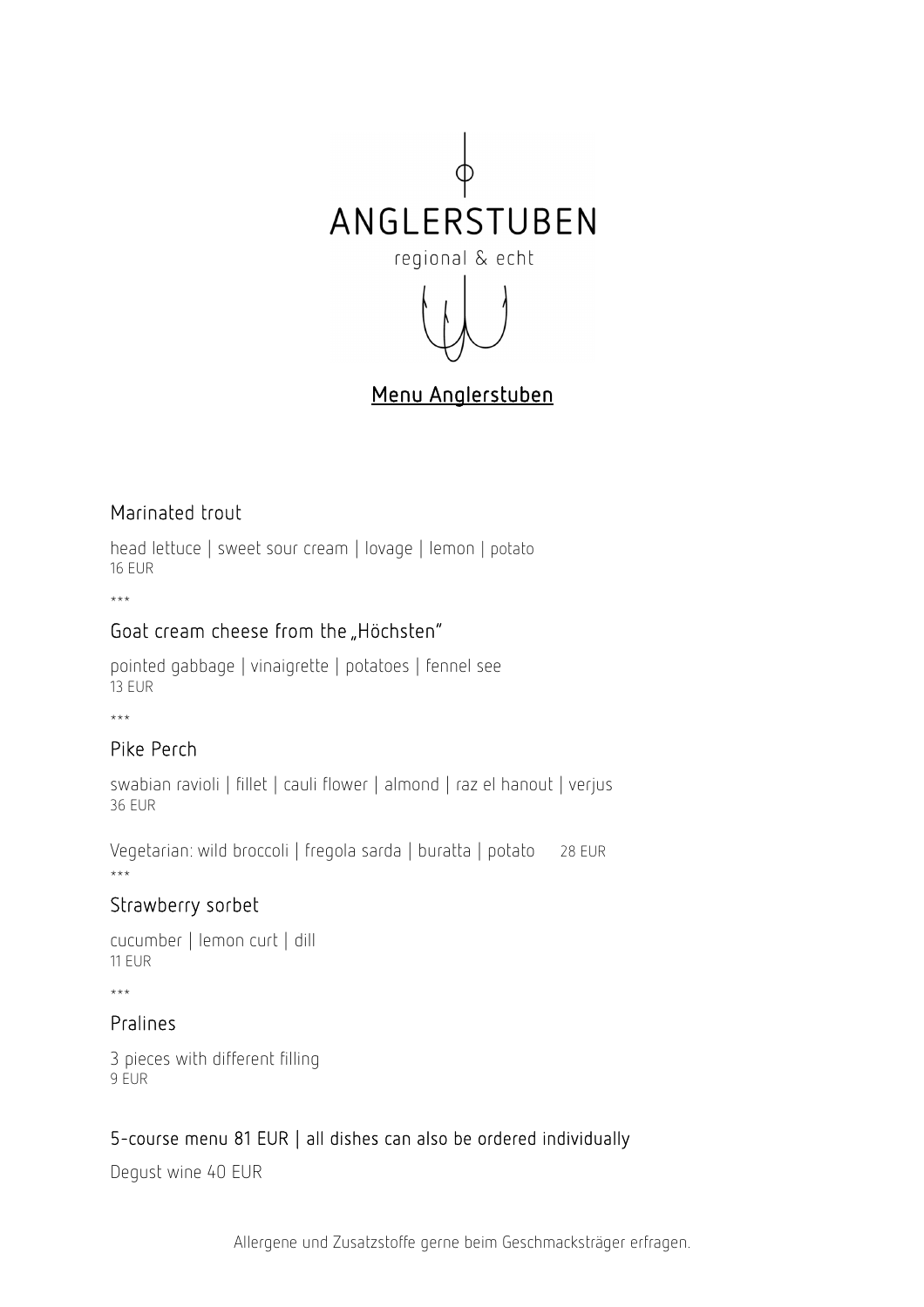# ANGLERSTUBEN

regional & echt

## Menu Anglerstuben

### Marinated trout

head lettuce | sweet sour cream | lovage | lemon | potato
16 EUR

***

### Goat cream cheese from the „Höchsten"

pointed gabbage | vinaigrette | potatoes | fennel see
13 EUR

***

### Pike Perch

swabian ravioli | fillet | cauli flower | almond | raz el hanout | verjus
36 EUR

Vegetarian: wild broccoli | fregola sarda | buratta | potato 28 EUR

***

### Strawberry sorbet

cucumber | lemon curt | dill
11 EUR

***

### Pralines

3 pieces with different filling
9 EUR

5-course menu 81 EUR | all dishes can also be ordered individually

Degust wine 40 EUR

Allergene und Zusatzstoffe gerne beim Geschmacksträger erfragen.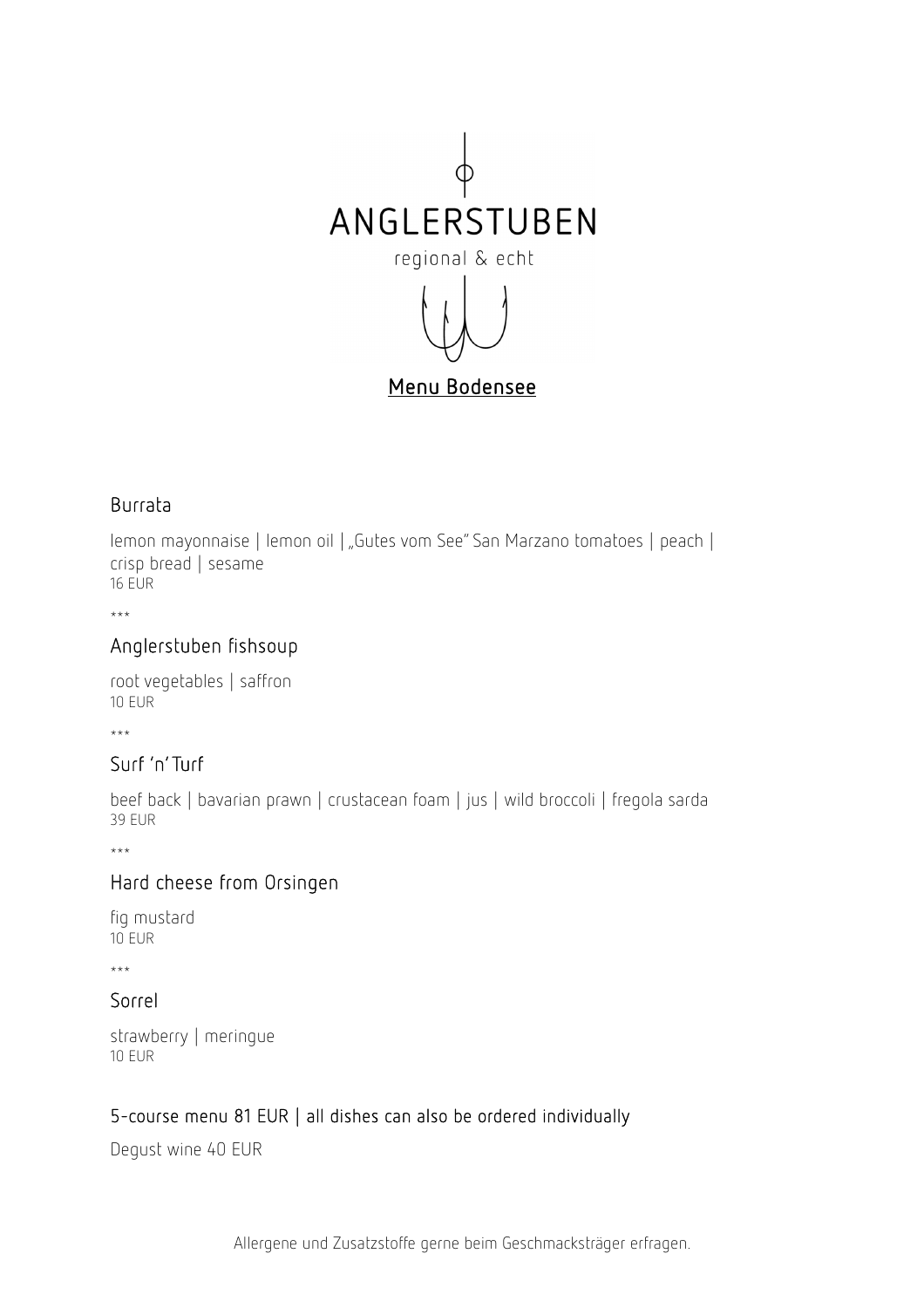# ANGLERSTUBEN

regional & echt

## Menu Bodensee

### Burrata

lemon mayonnaise | lemon oil | „Gutes vom See" San Marzano tomatoes | peach | crisp bread | sesame
16 EUR

***

### Anglerstuben fishsoup

root vegetables | saffron
10 EUR

***

### Surf 'n' Turf

beef back | bavarian prawn | crustacean foam | jus | wild broccoli | fregola sarda
39 EUR

***

### Hard cheese from Orsingen

fig mustard
10 EUR

***

### Sorrel

strawberry | meringue
10 EUR

### 5-course menu 81 EUR | all dishes can also be ordered individually

Degust wine 40 EUR

Allergene und Zusatzstoffe gerne beim Geschmacksträger erfragen.